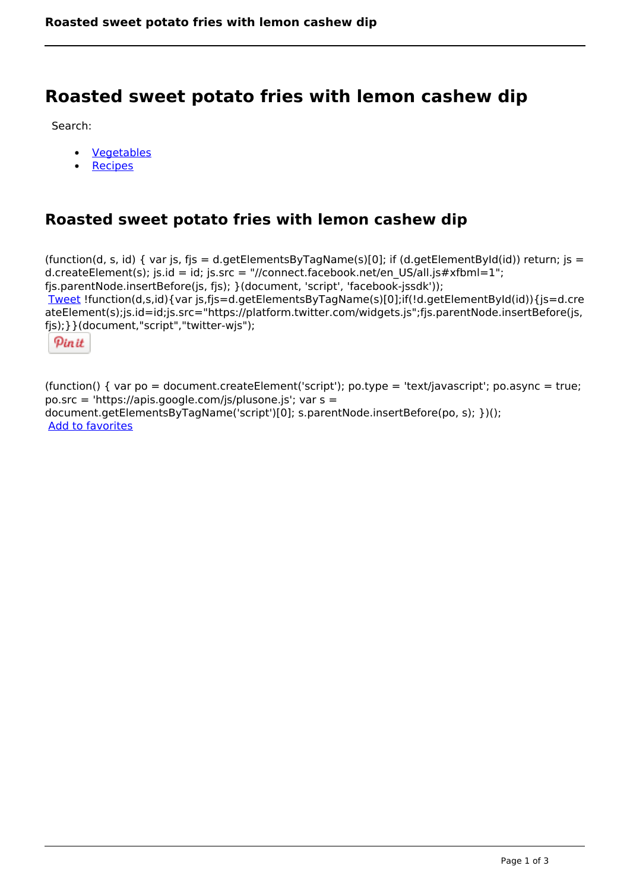# Roasted sweet potato fries with lemon cashew dip

Search:

- Vegetables
- Recipes

## Roasted sweet potato fries with lemon cashew dip

(function(d, s, id) { var js, fjs = d.getElementsByTagName(s)[0]; if (d.getElementById(id)) return; js = d.createElement(s); js.id = id; js.src = "//connect.facebook.net/en_US/all.js#xfbml=1"; fjs.parentNode.insertBefore(js, fjs); }(document, 'script', 'facebook-jssdk'));
Tweet !function(d,s,id){var js,fjs=d.getElementsByTagName(s)[0];if(!d.getElementById(id)){js=d.createElement(s);js.id=id;js.src="https://platform.twitter.com/widgets.js";fjs.parentNode.insertBefore(js,fjs);}}(document,"script","twitter-wjs");

Pin it

(function() { var po = document.createElement('script'); po.type = 'text/javascript'; po.async = true; po.src = 'https://apis.google.com/js/plusone.js'; var s = document.getElementsByTagName('script')[0]; s.parentNode.insertBefore(po, s); })();
Add to favorites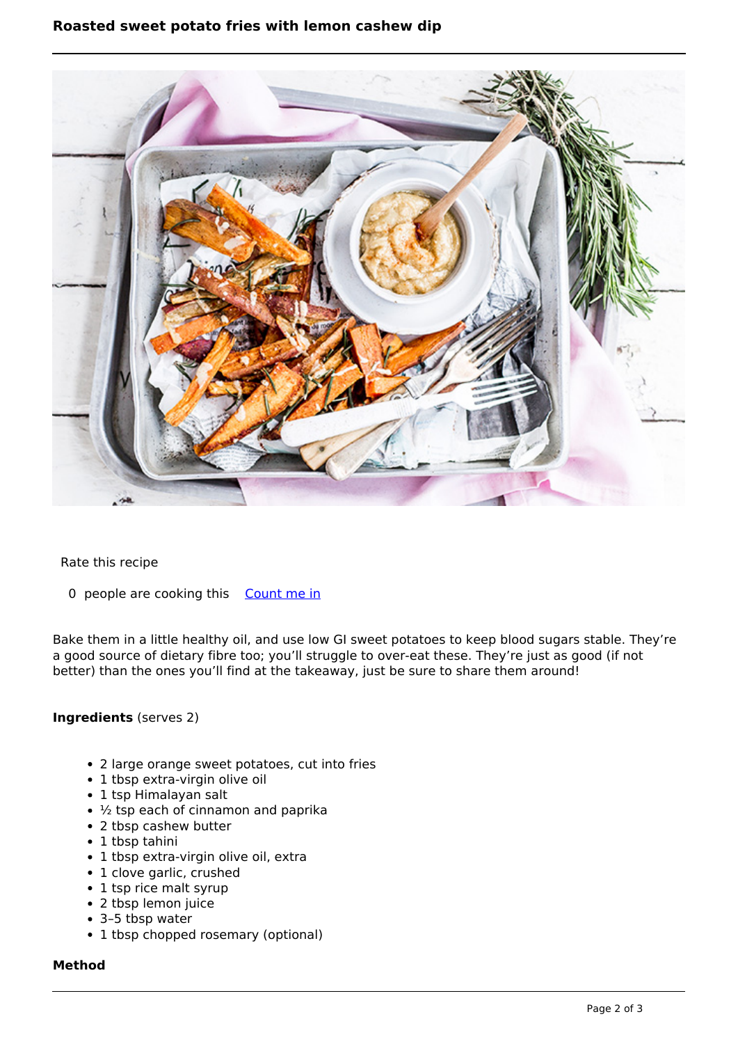# Roasted sweet potato fries with lemon cashew dip

Rate this recipe

0 people are cooking this [Count me in]

Bake them in a little healthy oil, and use low GI sweet potatoes to keep blood sugars stable. They're a good source of dietary fibre too; you'll struggle to over-eat these. They're just as good (if not better) than the ones you'll find at the takeaway, just be sure to share them around!

**Ingredients** (serves 2)

- 2 large orange sweet potatoes, cut into fries
- 1 tbsp extra-virgin olive oil
- 1 tsp Himalayan salt
- ½ tsp each of cinnamon and paprika
- 2 tbsp cashew butter
- 1 tbsp tahini
- 1 tbsp extra-virgin olive oil, extra
- 1 clove garlic, crushed
- 1 tsp rice malt syrup
- 2 tbsp lemon juice
- 3–5 tbsp water
- 1 tbsp chopped rosemary (optional)

**Method**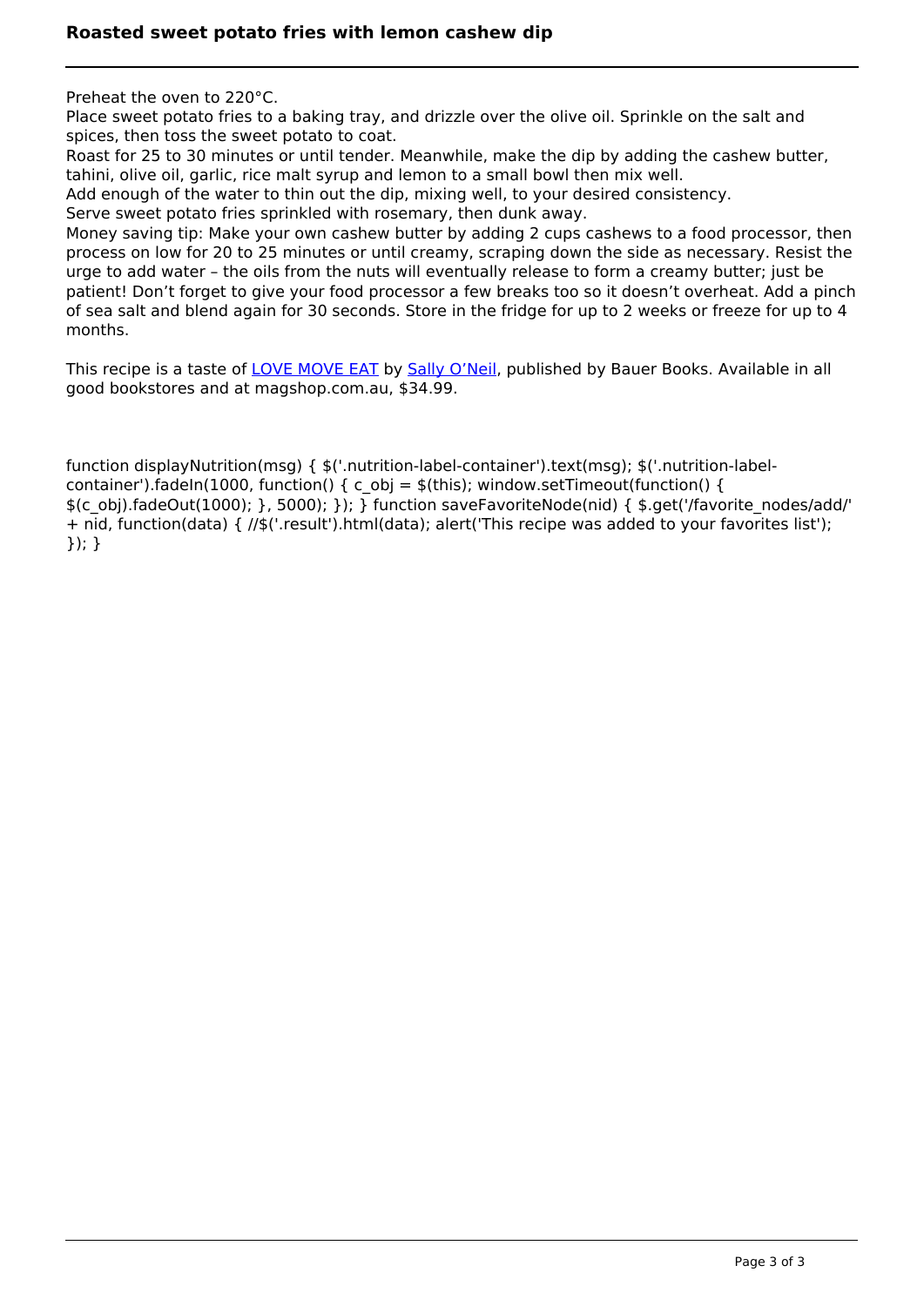Preheat the oven to 220°C.
Place sweet potato fries to a baking tray, and drizzle over the olive oil. Sprinkle on the salt and spices, then toss the sweet potato to coat.
Roast for 25 to 30 minutes or until tender. Meanwhile, make the dip by adding the cashew butter, tahini, olive oil, garlic, rice malt syrup and lemon to a small bowl then mix well.
Add enough of the water to thin out the dip, mixing well, to your desired consistency.
Serve sweet potato fries sprinkled with rosemary, then dunk away.
Money saving tip: Make your own cashew butter by adding 2 cups cashews to a food processor, then process on low for 20 to 25 minutes or until creamy, scraping down the side as necessary. Resist the urge to add water – the oils from the nuts will eventually release to form a creamy butter; just be patient! Don't forget to give your food processor a few breaks too so it doesn't overheat. Add a pinch of sea salt and blend again for 30 seconds. Store in the fridge for up to 2 weeks or freeze for up to 4 months.

This recipe is a taste of LOVE MOVE EAT by Sally O'Neil, published by Bauer Books. Available in all good bookstores and at magshop.com.au, $34.99.

```
function displayNutrition(msg) { $('.nutrition-label-container').text(msg); $('.nutrition-label-container').fadeIn(1000, function() { c_obj = $(this); window.setTimeout(function() { $(c_obj).fadeOut(1000); }, 5000); }); } function saveFavoriteNode(nid) { $.get('/favorite_nodes/add/' + nid, function(data) { //$('.result').html(data); alert('This recipe was added to your favorites list'); }); }
```